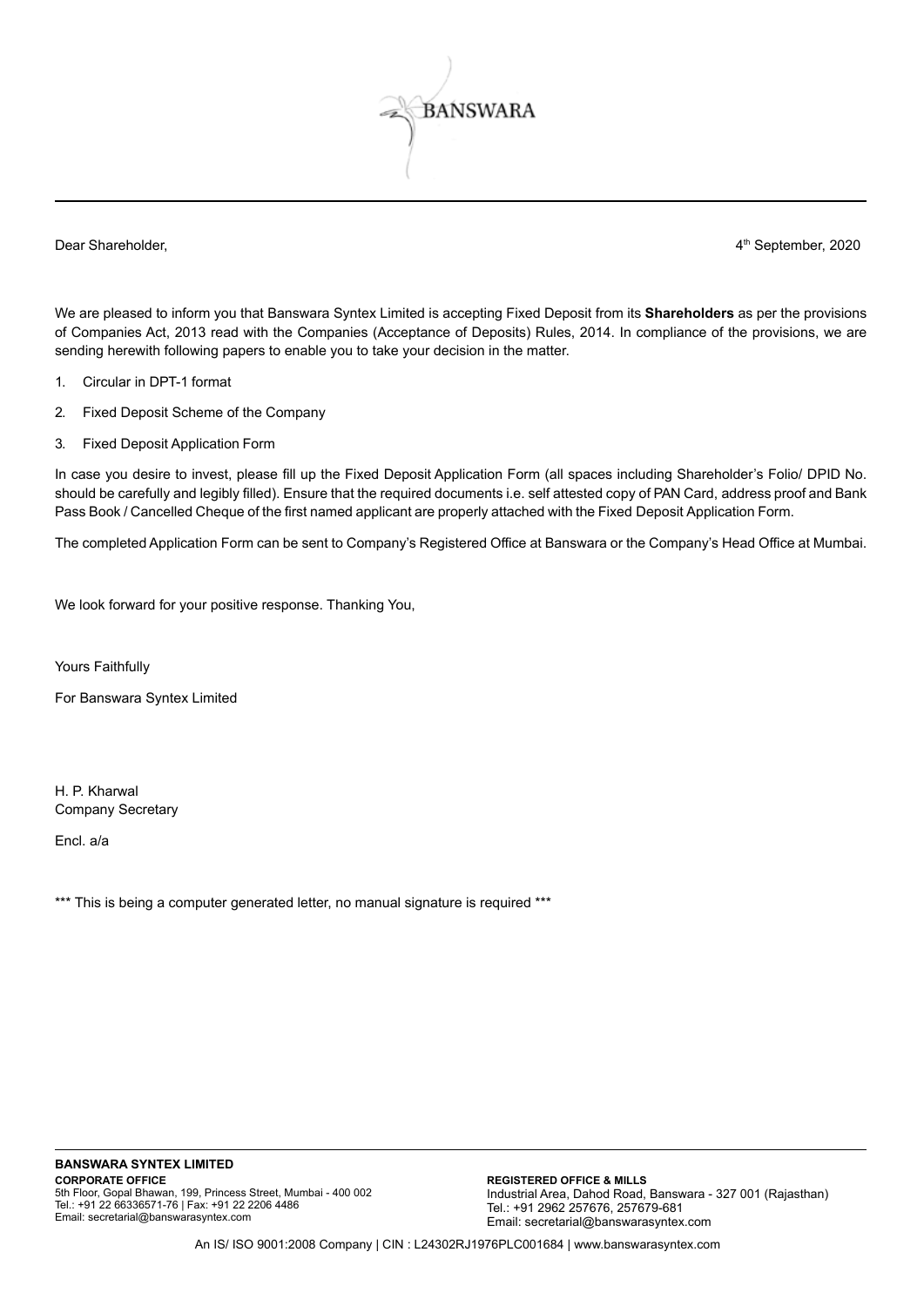BANSWARA

Dear Shareholder,

4th September, 2020

We are pleased to inform you that Banswara Syntex Limited is accepting Fixed Deposit from its **Shareholders** as per the provisions of Companies Act, 2013 read with the Companies (Acceptance of Deposits) Rules, 2014. In compliance of the provisions, we are sending herewith following papers to enable you to take your decision in the matter.

1. Circular in DPT-1 format
2. Fixed Deposit Scheme of the Company
3. Fixed Deposit Application Form

In case you desire to invest, please fill up the Fixed Deposit Application Form (all spaces including Shareholder's Folio/ DPID No. should be carefully and legibly filled). Ensure that the required documents i.e. self attested copy of PAN Card, address proof and Bank Pass Book / Cancelled Cheque of the first named applicant are properly attached with the Fixed Deposit Application Form.

The completed Application Form can be sent to Company's Registered Office at Banswara or the Company's Head Office at Mumbai.

We look forward for your positive response. Thanking You,

Yours Faithfully

For Banswara Syntex Limited

H. P. Kharwal
Company Secretary

Encl. a/a

*** This is being a computer generated letter, no manual signature is required ***

**BANSWARA SYNTEX LIMITED**

**CORPORATE OFFICE**
5th Floor, Gopal Bhawan, 199, Princess Street, Mumbai - 400 002
Tel.: +91 22 66336571-76 | Fax: +91 22 2206 4486
Email: secretarial@banswarasyntex.com

**REGISTERED OFFICE & MILLS**
Industrial Area, Dahod Road, Banswara - 327 001 (Rajasthan)
Tel.: +91 2962 257676, 257679-681
Email: secretarial@banswarasyntex.com

An IS/ ISO 9001:2008 Company | CIN : L24302RJ1976PLC001684 | www.banswarasyntex.com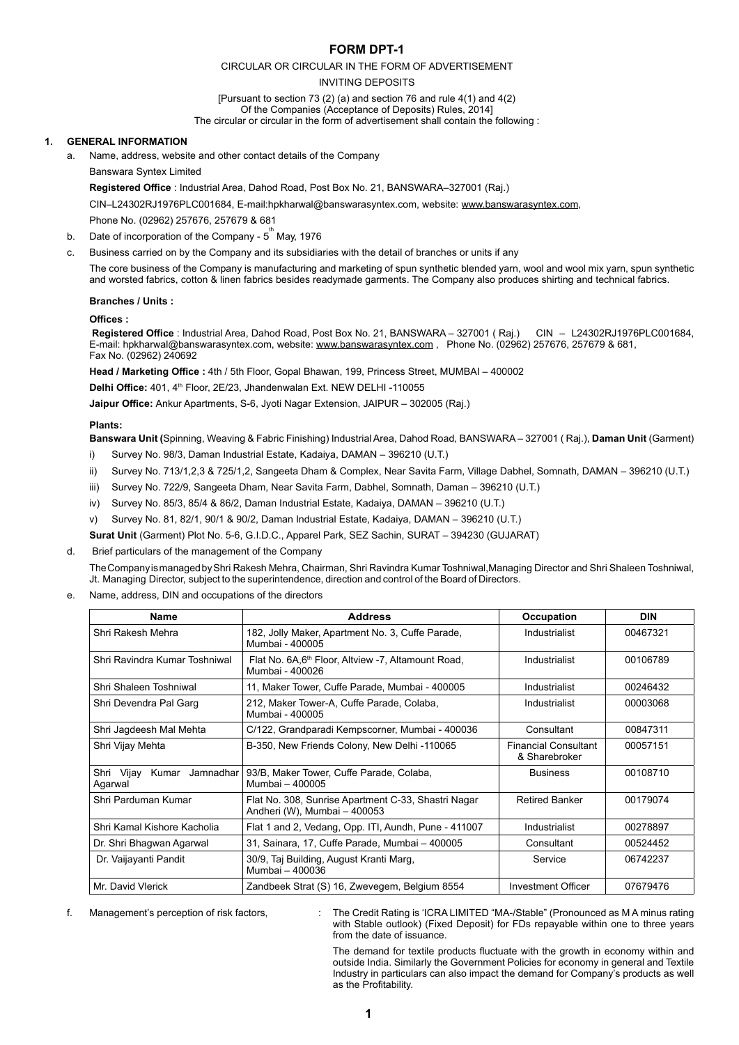# FORM DPT-1

CIRCULAR OR CIRCULAR IN THE FORM OF ADVERTISEMENT

INVITING DEPOSITS

[Pursuant to section 73 (2) (a) and section 76 and rule 4(1) and 4(2)
Of the Companies (Acceptance of Deposits) Rules, 2014]
The circular or circular in the form of advertisement shall contain the following :

## 1. GENERAL INFORMATION

a. Name, address, website and other contact details of the Company

Banswara Syntex Limited

**Registered Office** : Industrial Area, Dahod Road, Post Box No. 21, BANSWARA–327001 (Raj.)

CIN–L24302RJ1976PLC001684, E-mail:hpkharwal@banswarasyntex.com, website: www.banswarasyntex.com,

Phone No. (02962) 257676, 257679 & 681

b. Date of incorporation of the Company - 5th May, 1976

c. Business carried on by the Company and its subsidiaries with the detail of branches or units if any

The core business of the Company is manufacturing and marketing of spun synthetic blended yarn, wool and wool mix yarn, spun synthetic and worsted fabrics, cotton & linen fabrics besides readymade garments. The Company also produces shirting and technical fabrics.

**Branches / Units :**

**Offices :**

**Registered Office** : Industrial Area, Dahod Road, Post Box No. 21, BANSWARA – 327001 ( Raj.) CIN – L24302RJ1976PLC001684, E-mail: hpkharwal@banswarasyntex.com, website: www.banswarasyntex.com , Phone No. (02962) 257676, 257679 & 681, Fax No. (02962) 240692

**Head / Marketing Office :** 4th / 5th Floor, Gopal Bhawan, 199, Princess Street, MUMBAI – 400002

**Delhi Office:** 401, 4th Floor, 2E/23, Jhandenwalan Ext. NEW DELHI -110055

**Jaipur Office:** Ankur Apartments, S-6, Jyoti Nagar Extension, JAIPUR – 302005 (Raj.)

**Plants:**

**Banswara Unit (**Spinning, Weaving & Fabric Finishing) Industrial Area, Dahod Road, BANSWARA – 327001 ( Raj.), **Daman Unit** (Garment)

i) Survey No. 98/3, Daman Industrial Estate, Kadaiya, DAMAN – 396210 (U.T.)
ii) Survey No. 713/1,2,3 & 725/1,2, Sangeeta Dham & Complex, Near Savita Farm, Village Dabhel, Somnath, DAMAN – 396210 (U.T.)
iii) Survey No. 722/9, Sangeeta Dham, Near Savita Farm, Dabhel, Somnath, Daman – 396210 (U.T.)
iv) Survey No. 85/3, 85/4 & 86/2, Daman Industrial Estate, Kadaiya, DAMAN – 396210 (U.T.)
v) Survey No. 81, 82/1, 90/1 & 90/2, Daman Industrial Estate, Kadaiya, DAMAN – 396210 (U.T.)

**Surat Unit** (Garment) Plot No. 5-6, G.I.D.C., Apparel Park, SEZ Sachin, SURAT – 394230 (GUJARAT)

d. Brief particulars of the management of the Company

The Company is managed by Shri Rakesh Mehra, Chairman, Shri Ravindra Kumar Toshniwal, Managing Director and Shri Shaleen Toshniwal, Jt. Managing Director, subject to the superintendence, direction and control of the Board of Directors.

e. Name, address, DIN and occupations of the directors

| Name | Address | Occupation | DIN |
|---|---|---|---|
| Shri Rakesh Mehra | 182, Jolly Maker, Apartment No. 3, Cuffe Parade, Mumbai - 400005 | Industrialist | 00467321 |
| Shri Ravindra Kumar Toshniwal | Flat No. 6A,6th Floor, Altview -7, Altamount Road, Mumbai - 400026 | Industrialist | 00106789 |
| Shri Shaleen Toshniwal | 11, Maker Tower, Cuffe Parade, Mumbai - 400005 | Industrialist | 00246432 |
| Shri Devendra Pal Garg | 212, Maker Tower-A, Cuffe Parade, Colaba, Mumbai - 400005 | Industrialist | 00003068 |
| Shri Jagdeesh Mal Mehta | C/122, Grandparadi Kempscorner, Mumbai - 400036 | Consultant | 00847311 |
| Shri Vijay Mehta | B-350, New Friends Colony, New Delhi -110065 | Financial Consultant & Sharebroker | 00057151 |
| Shri Vijay Kumar Jamnadhar Agarwal | 93/B, Maker Tower, Cuffe Parade, Colaba, Mumbai – 400005 | Business | 00108710 |
| Shri Parduman Kumar | Flat No. 308, Sunrise Apartment C-33, Shastri Nagar Andheri (W), Mumbai – 400053 | Retired Banker | 00179074 |
| Shri Kamal Kishore Kacholia | Flat 1 and 2, Vedang, Opp. ITI, Aundh, Pune - 411007 | Industrialist | 00278897 |
| Dr. Shri Bhagwan Agarwal | 31, Sainara, 17, Cuffe Parade, Mumbai – 400005 | Consultant | 00524452 |
| Dr. Vaijayanti Pandit | 30/9, Taj Building, August Kranti Marg, Mumbai – 400036 | Service | 06742237 |
| Mr. David Vlerick | Zandbeek Strat (S) 16, Zwevegem, Belgium 8554 | Investment Officer | 07679476 |

f. Management's perception of risk factors, : The Credit Rating is 'ICRA LIMITED "MA-/Stable" (Pronounced as M A minus rating with Stable outlook) (Fixed Deposit) for FDs repayable within one to three years from the date of issuance.

The demand for textile products fluctuate with the growth in economy within and outside India. Similarly the Government Policies for economy in general and Textile Industry in particulars can also impact the demand for Company's products as well as the Profitability.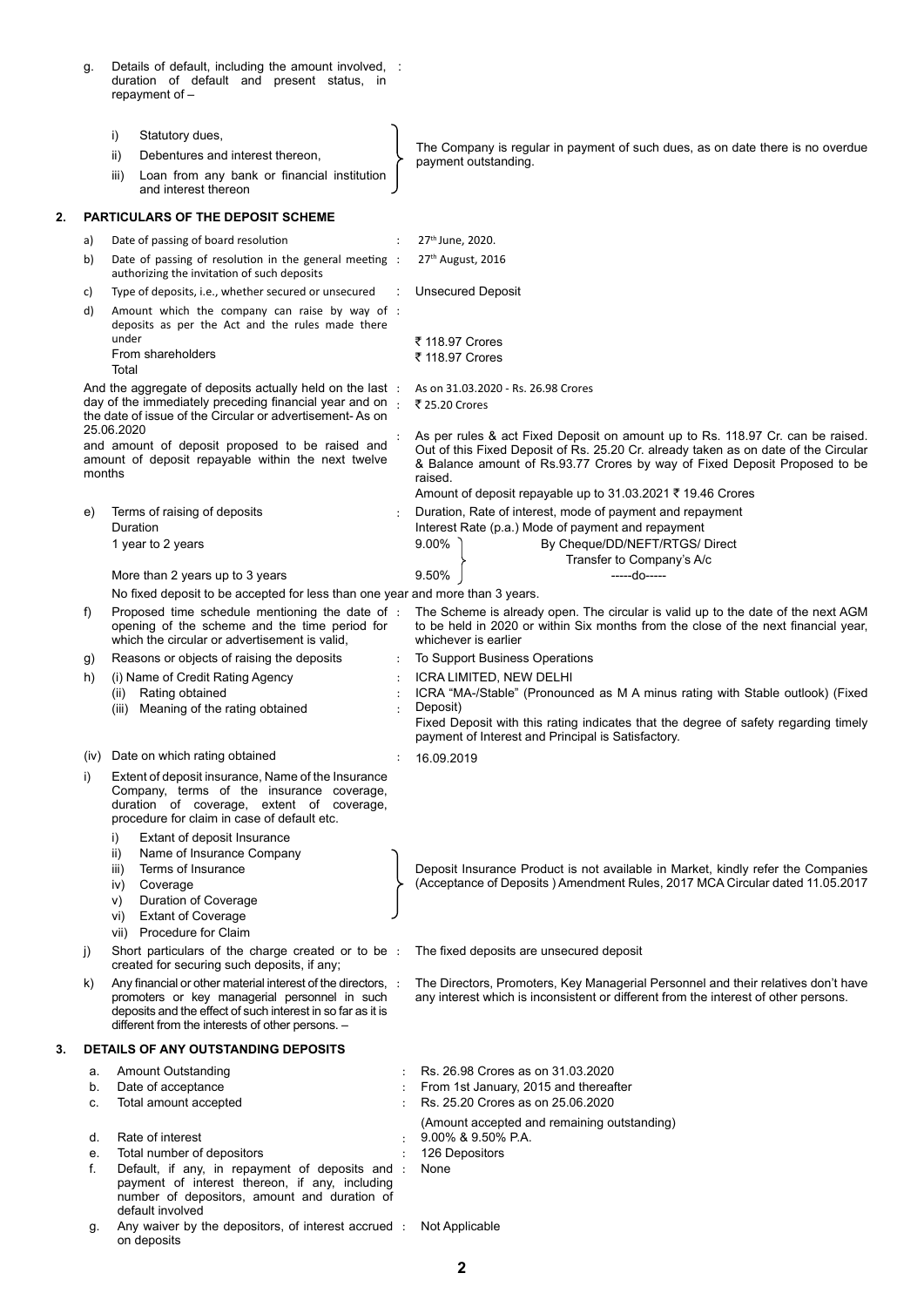g. Details of default, including the amount involved, duration of default and present status, in repayment of –

i) Statutory dues,
ii) Debentures and interest thereon,
iii) Loan from any bank or financial institution and interest thereon

: The Company is regular in payment of such dues, as on date there is no overdue payment outstanding.

## 2. PARTICULARS OF THE DEPOSIT SCHEME

a) Date of passing of board resolution : 27th June, 2020.

b) Date of passing of resolution in the general meeting authorizing the invitation of such deposits : 27th August, 2016

c) Type of deposits, i.e., whether secured or unsecured : Unsecured Deposit

d) Amount which the company can raise by way of deposits as per the Act and the rules made there under :
From shareholders — ₹ 118.97 Crores
Total — ₹ 118.97 Crores

And the aggregate of deposits actually held on the last day of the immediately preceding financial year and on the date of issue of the Circular or advertisement- As on 25.06.2020 : As on 31.03.2020 - Rs. 26.98 Crores ; ₹ 25.20 Crores

and amount of deposit proposed to be raised and amount of deposit repayable within the next twelve months : As per rules & act Fixed Deposit on amount up to Rs. 118.97 Cr. can be raised. Out of this Fixed Deposit of Rs. 25.20 Cr. already taken as on date of the Circular & Balance amount of Rs.93.77 Crores by way of Fixed Deposit Proposed to be raised.
Amount of deposit repayable up to 31.03.2021 ₹ 19.46 Crores

e) Terms of raising of deposits : Duration, Rate of interest, mode of payment and repayment

| Duration | Interest Rate (p.a.) | Mode of payment and repayment |
|---|---|---|
| 1 year to 2 years | 9.00% | By Cheque/DD/NEFT/RTGS/ Direct Transfer to Company's A/c |
| More than 2 years up to 3 years | 9.50% | -----do----- |

No fixed deposit to be accepted for less than one year and more than 3 years.

f) Proposed time schedule mentioning the date of opening of the scheme and the time period for which the circular or advertisement is valid, : The Scheme is already open. The circular is valid up to the date of the next AGM to be held in 2020 or within Six months from the close of the next financial year, whichever is earlier

g) Reasons or objects of raising the deposits : To Support Business Operations

h) (i) Name of Credit Rating Agency : ICRA LIMITED, NEW DELHI
(ii) Rating obtained : ICRA "MA-/Stable" (Pronounced as M A minus rating with Stable outlook) (Fixed Deposit)
(iii) Meaning of the rating obtained : Fixed Deposit with this rating indicates that the degree of safety regarding timely payment of Interest and Principal is Satisfactory.
(iv) Date on which rating obtained : 16.09.2019

i) Extent of deposit insurance, Name of the Insurance Company, terms of the insurance coverage, duration of coverage, extent of coverage, procedure for claim in case of default etc.

i) Extant of deposit Insurance
ii) Name of Insurance Company
iii) Terms of Insurance
iv) Coverage
v) Duration of Coverage
vi) Extant of Coverage
vii) Procedure for Claim

: Deposit Insurance Product is not available in Market, kindly refer the Companies (Acceptance of Deposits ) Amendment Rules, 2017 MCA Circular dated 11.05.2017

j) Short particulars of the charge created or to be created for securing such deposits, if any; : The fixed deposits are unsecured deposit

k) Any financial or other material interest of the directors, promoters or key managerial personnel in such deposits and the effect of such interest in so far as it is different from the interests of other persons. – : The Directors, Promoters, Key Managerial Personnel and their relatives don't have any interest which is inconsistent or different from the interest of other persons.

## 3. DETAILS OF ANY OUTSTANDING DEPOSITS

a. Amount Outstanding : Rs. 26.98 Crores as on 31.03.2020

b. Date of acceptance : From 1st January, 2015 and thereafter

c. Total amount accepted : Rs. 25.20 Crores as on 25.06.2020
(Amount accepted and remaining outstanding)

d. Rate of interest : 9.00% & 9.50% P.A.

e. Total number of depositors : 126 Depositors

f. Default, if any, in repayment of deposits and payment of interest thereon, if any, including number of depositors, amount and duration of default involved : None

g. Any waiver by the depositors, of interest accrued on deposits : Not Applicable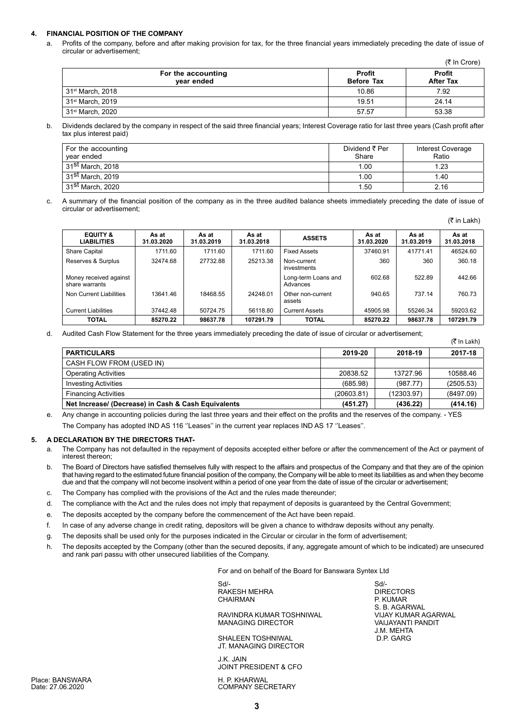## 4. FINANCIAL POSITION OF THE COMPANY

a. Profits of the company, before and after making provision for tax, for the three financial years immediately preceding the date of issue of circular or advertisement;

(₹ In Crore)

| For the accounting year ended | Profit Before Tax | Profit After Tax |
|---|---|---|
| 31st March, 2018 | 10.86 | 7.92 |
| 31st March, 2019 | 19.51 | 24.14 |
| 31st March, 2020 | 57.57 | 53.38 |

b. Dividends declared by the company in respect of the said three financial years; Interest Coverage ratio for last three years (Cash profit after tax plus interest paid)

| For the accounting year ended | Dividend ₹ Per Share | Interest Coverage Ratio |
|---|---|---|
| 31st March, 2018 | 1.00 | 1.23 |
| 31st March, 2019 | 1.00 | 1.40 |
| 31st March, 2020 | 1.50 | 2.16 |

c. A summary of the financial position of the company as in the three audited balance sheets immediately preceding the date of issue of circular or advertisement;

(₹ in Lakh)

| EQUITY & LIABILITIES | As at 31.03.2020 | As at 31.03.2019 | As at 31.03.2018 | ASSETS | As at 31.03.2020 | As at 31.03.2019 | As at 31.03.2018 |
|---|---|---|---|---|---|---|---|
| Share Capital | 1711.60 | 1711.60 | 1711.60 | Fixed Assets | 37460.91 | 41771.41 | 46524.60 |
| Reserves & Surplus | 32474.68 | 27732.88 | 25213.38 | Non-current investments | 360 | 360 | 360.18 |
| Money received against share warrants | | | | Long-term Loans and Advances | 602.68 | 522.89 | 442.66 |
| Non Current Liabilities | 13641.46 | 18468.55 | 24248.01 | Other non-current assets | 940.65 | 737.14 | 760.73 |
| Current Liabilities | 37442.48 | 50724.75 | 56118.80 | Current Assets | 45905.98 | 55246.34 | 59203.62 |
| **TOTAL** | **85270.22** | **98637.78** | **107291.79** | **TOTAL** | **85270.22** | **98637.78** | **107291.79** |

d. Audited Cash Flow Statement for the three years immediately preceding the date of issue of circular or advertisement;

(₹ In Lakh)

| PARTICULARS | 2019-20 | 2018-19 | 2017-18 |
|---|---|---|---|
| CASH FLOW FROM (USED IN) | | | |
| Operating Activities | 20838.52 | 13727.96 | 10588.46 |
| Investing Activities | (685.98) | (987.77) | (2505.53) |
| Financing Activities | (20603.81) | (12303.97) | (8497.09) |
| **Net Increase/ (Decrease) in Cash & Cash Equivalents** | **(451.27)** | **(436.22)** | **(414.16)** |

e. Any change in accounting policies during the last three years and their effect on the profits and the reserves of the company. - YES

The Company has adopted IND AS 116 ''Leases'' in the current year replaces IND AS 17 ''Leases''.

## 5. A DECLARATION BY THE DIRECTORS THAT-

a. The Company has not defaulted in the repayment of deposits accepted either before or after the commencement of the Act or payment of interest thereon;

b. The Board of Directors have satisfied themselves fully with respect to the affairs and prospectus of the Company and that they are of the opinion that having regard to the estimated future financial position of the company, the Company will be able to meet its liabilities as and when they become due and that the company will not become insolvent within a period of one year from the date of issue of the circular or advertisement;

c. The Company has complied with the provisions of the Act and the rules made thereunder;

d. The compliance with the Act and the rules does not imply that repayment of deposits is guaranteed by the Central Government;

e. The deposits accepted by the company before the commencement of the Act have been repaid.

f. In case of any adverse change in credit rating, depositors will be given a chance to withdraw deposits without any penalty.

g. The deposits shall be used only for the purposes indicated in the Circular or circular in the form of advertisement;

h. The deposits accepted by the Company (other than the secured deposits, if any, aggregate amount of which to be indicated) are unsecured and rank pari passu with other unsecured liabilities of the Company.

For and on behalf of the Board for Banswara Syntex Ltd

Sd/-
RAKESH MEHRA
CHAIRMAN

RAVINDRA KUMAR TOSHNIWAL
MANAGING DIRECTOR

SHALEEN TOSHNIWAL
JT. MANAGING DIRECTOR

J.K. JAIN
JOINT PRESIDENT & CFO

H. P. KHARWAL
COMPANY SECRETARY

Sd/-
DIRECTORS
P. KUMAR
S. B. AGARWAL
VIJAY KUMAR AGARWAL
VAIJAYANTI PANDIT
J.M. MEHTA
D.P. GARG

Place: BANSWARA
Date: 27.06.2020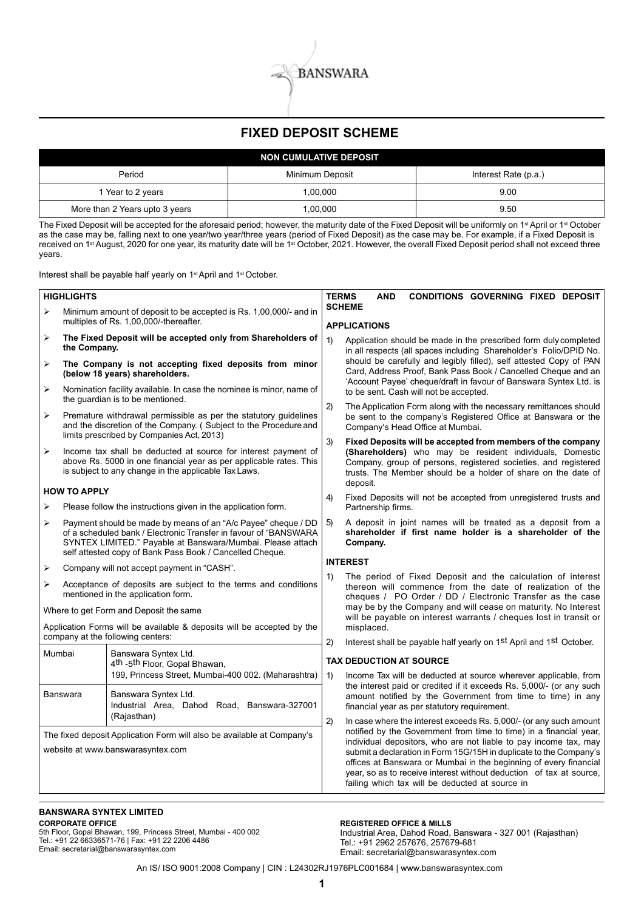BANSWARA

# FIXED DEPOSIT SCHEME

| NON CUMULATIVE DEPOSIT | | |
|---|---|---|
| Period | Minimum Deposit | Interest Rate (p.a.) |
| 1 Year to 2 years | 1,00,000 | 9.00 |
| More than 2 Years upto 3 years | 1,00,000 | 9.50 |

The Fixed Deposit will be accepted for the aforesaid period; however, the maturity date of the Fixed Deposit will be uniformly on 1st April or 1st October as the case may be, falling next to one year/two year/three years (period of Fixed Deposit) as the case may be. For example, if a Fixed Deposit is received on 1st August, 2020 for one year, its maturity date will be 1st October, 2021. However, the overall Fixed Deposit period shall not exceed three years.

Interest shall be payable half yearly on 1st April and 1st October.

## HIGHLIGHTS

- Minimum amount of deposit to be accepted is Rs. 1,00,000/- and in multiples of Rs. 1,00,000/-thereafter.
- **The Fixed Deposit will be accepted only from Shareholders of the Company.**
- **The Company is not accepting fixed deposits from minor (below 18 years) shareholders.**
- Nomination facility available. In case the nominee is minor, name of the guardian is to be mentioned.
- Premature withdrawal permissible as per the statutory guidelines and the discretion of the Company. ( Subject to the Procedure and limits prescribed by Companies Act, 2013)
- Income tax shall be deducted at source for interest payment of above Rs. 5000 in one financial year as per applicable rates. This is subject to any change in the applicable Tax Laws.

## HOW TO APPLY

- Please follow the instructions given in the application form.
- Payment should be made by means of an "A/c Payee" cheque / DD of a scheduled bank / Electronic Transfer in favour of "BANSWARA SYNTEX LIMITED." Payable at Banswara/Mumbai. Please attach self attested copy of Bank Pass Book / Cancelled Cheque.
- Company will not accept payment in "CASH".
- Acceptance of deposits are subject to the terms and conditions mentioned in the application form.

Where to get Form and Deposit the same

Application Forms will be available & deposits will be accepted by the company at the following centers:

| Mumbai | Banswara Syntex Ltd. 4th -5th Floor, Gopal Bhawan, 199, Princess Street, Mumbai-400 002. (Maharashtra) |
|---|---|
| Banswara | Banswara Syntex Ltd. Industrial Area, Dahod Road, Banswara-327001 (Rajasthan) |

The fixed deposit Application Form will also be available at Company's website at www.banswarasyntex.com

## TERMS AND CONDITIONS GOVERNING FIXED DEPOSIT SCHEME

### APPLICATIONS

1) Application should be made in the prescribed form duly completed in all respects (all spaces including Shareholder's Folio/DPID No. should be carefully and legibly filled), self attested Copy of PAN Card, Address Proof, Bank Pass Book / Cancelled Cheque and an 'Account Payee' cheque/draft in favour of Banswara Syntex Ltd. is to be sent. Cash will not be accepted.
2) The Application Form along with the necessary remittances should be sent to the company's Registered Office at Banswara or the Company's Head Office at Mumbai.
3) **Fixed Deposits will be accepted from members of the company (Shareholders)** who may be resident individuals, Domestic Company, group of persons, registered societies, and registered trusts. The Member should be a holder of share on the date of deposit.
4) Fixed Deposits will not be accepted from unregistered trusts and Partnership firms.
5) A deposit in joint names will be treated as a deposit from a **shareholder if first name holder is a shareholder of the Company.**

### INTEREST

1) The period of Fixed Deposit and the calculation of interest thereon will commence from the date of realization of the cheques / PO Order / DD / Electronic Transfer as the case may be by the Company and will cease on maturity. No Interest will be payable on interest warrants / cheques lost in transit or misplaced.
2) Interest shall be payable half yearly on 1st April and 1st October.

### TAX DEDUCTION AT SOURCE

1) Income Tax will be deducted at source wherever applicable, from the interest paid or credited if it exceeds Rs. 5,000/- (or any such amount notified by the Government from time to time) in any financial year as per statutory requirement.
2) In case where the interest exceeds Rs. 5,000/- (or any such amount notified by the Government from time to time) in a financial year, individual depositors, who are not liable to pay income tax, may submit a declaration in Form 15G/15H in duplicate to the Company's offices at Banswara or Mumbai in the beginning of every financial year, so as to receive interest without deduction of tax at source, failing which tax will be deducted at source in

**BANSWARA SYNTEX LIMITED**

**CORPORATE OFFICE**
5th Floor, Gopal Bhawan, 199, Princess Street, Mumbai - 400 002
Tel.: +91 22 66336571-76 | Fax: +91 22 2206 4486
Email: secretarial@banswarasyntex.com

**REGISTERED OFFICE & MILLS**
Industrial Area, Dahod Road, Banswara - 327 001 (Rajasthan)
Tel.: +91 2962 257676, 257679-681
Email: secretarial@banswarasyntex.com

An IS/ ISO 9001:2008 Company | CIN : L24302RJ1976PLC001684 | www.banswarasyntex.com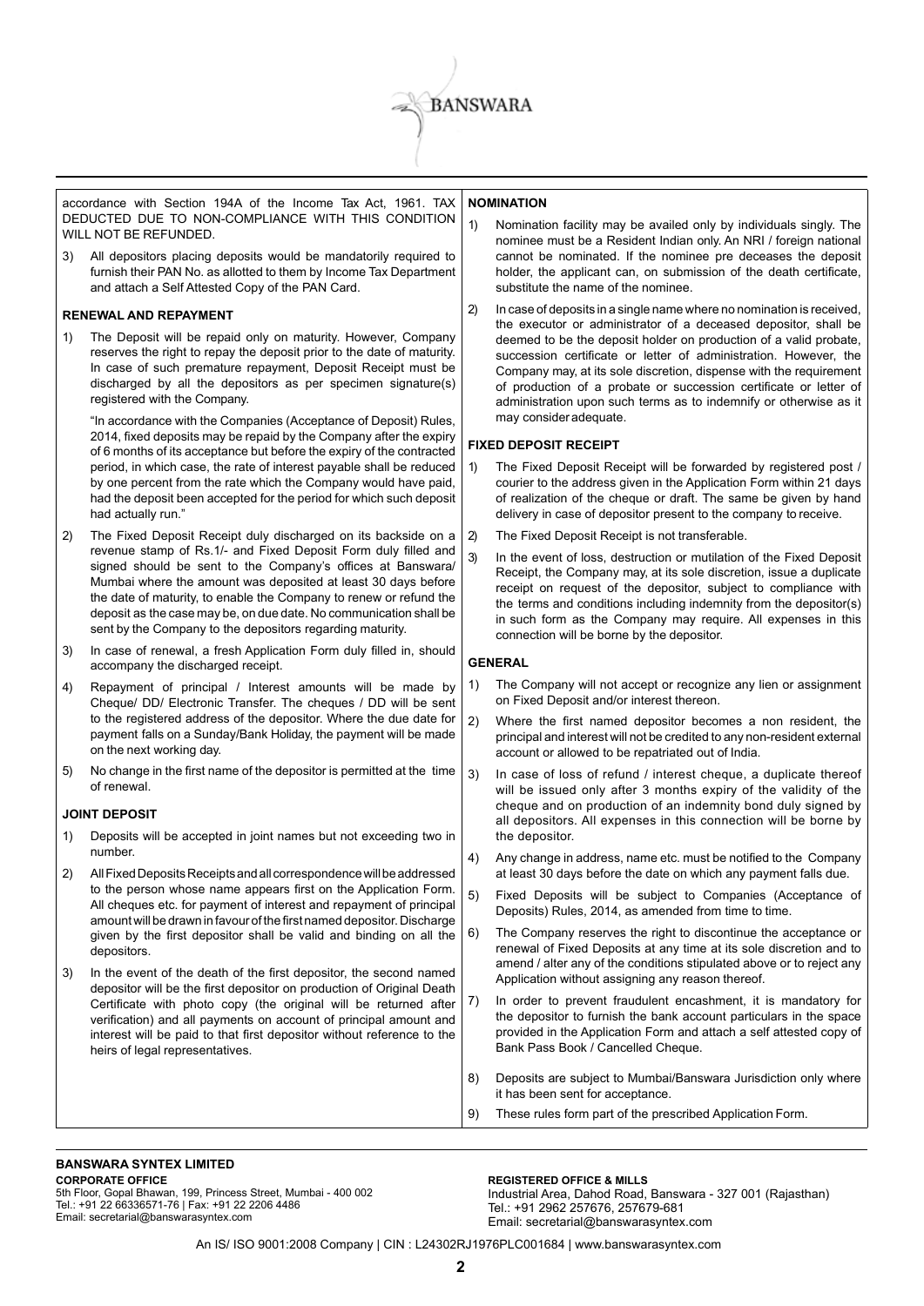accordance with Section 194A of the Income Tax Act, 1961. TAX DEDUCTED DUE TO NON-COMPLIANCE WITH THIS CONDITION WILL NOT BE REFUNDED.

3) All depositors placing deposits would be mandatorily required to furnish their PAN No. as allotted to them by Income Tax Department and attach a Self Attested Copy of the PAN Card.

**RENEWAL AND REPAYMENT**

1) The Deposit will be repaid only on maturity. However, Company reserves the right to repay the deposit prior to the date of maturity. In case of such premature repayment, Deposit Receipt must be discharged by all the depositors as per specimen signature(s) registered with the Company.

   "In accordance with the Companies (Acceptance of Deposit) Rules, 2014, fixed deposits may be repaid by the Company after the expiry of 6 months of its acceptance but before the expiry of the contracted period, in which case, the rate of interest payable shall be reduced by one percent from the rate which the Company would have paid, had the deposit been accepted for the period for which such deposit had actually run."

2) The Fixed Deposit Receipt duly discharged on its backside on a revenue stamp of Rs.1/- and Fixed Deposit Form duly filled and signed should be sent to the Company's offices at Banswara/ Mumbai where the amount was deposited at least 30 days before the date of maturity, to enable the Company to renew or refund the deposit as the case may be, on due date. No communication shall be sent by the Company to the depositors regarding maturity.

3) In case of renewal, a fresh Application Form duly filled in, should accompany the discharged receipt.

4) Repayment of principal / Interest amounts will be made by Cheque/ DD/ Electronic Transfer. The cheques / DD will be sent to the registered address of the depositor. Where the due date for payment falls on a Sunday/Bank Holiday, the payment will be made on the next working day.

5) No change in the first name of the depositor is permitted at the time of renewal.

**JOINT DEPOSIT**

1) Deposits will be accepted in joint names but not exceeding two in number.

2) All Fixed Deposits Receipts and all correspondence will be addressed to the person whose name appears first on the Application Form. All cheques etc. for payment of interest and repayment of principal amount will be drawn in favour of the first named depositor. Discharge given by the first depositor shall be valid and binding on all the depositors.

3) In the event of the death of the first depositor, the second named depositor will be the first depositor on production of Original Death Certificate with photo copy (the original will be returned after verification) and all payments on account of principal amount and interest will be paid to that first depositor without reference to the heirs of legal representatives.

**NOMINATION**

1) Nomination facility may be availed only by individuals singly. The nominee must be a Resident Indian only. An NRI / foreign national cannot be nominated. If the nominee pre deceases the deposit holder, the applicant can, on submission of the death certificate, substitute the name of the nominee.

2) In case of deposits in a single name where no nomination is received, the executor or administrator of a deceased depositor, shall be deemed to be the deposit holder on production of a valid probate, succession certificate or letter of administration. However, the Company may, at its sole discretion, dispense with the requirement of production of a probate or succession certificate or letter of administration upon such terms as to indemnify or otherwise as it may consider adequate.

**FIXED DEPOSIT RECEIPT**

1) The Fixed Deposit Receipt will be forwarded by registered post / courier to the address given in the Application Form within 21 days of realization of the cheque or draft. The same be given by hand delivery in case of depositor present to the company to receive.

2) The Fixed Deposit Receipt is not transferable.

3) In the event of loss, destruction or mutilation of the Fixed Deposit Receipt, the Company may, at its sole discretion, issue a duplicate receipt on request of the depositor, subject to compliance with the terms and conditions including indemnity from the depositor(s) in such form as the Company may require. All expenses in this connection will be borne by the depositor.

**GENERAL**

1) The Company will not accept or recognize any lien or assignment on Fixed Deposit and/or interest thereon.

2) Where the first named depositor becomes a non resident, the principal and interest will not be credited to any non-resident external account or allowed to be repatriated out of India.

3) In case of loss of refund / interest cheque, a duplicate thereof will be issued only after 3 months expiry of the validity of the cheque and on production of an indemnity bond duly signed by all depositors. All expenses in this connection will be borne by the depositor.

4) Any change in address, name etc. must be notified to the Company at least 30 days before the date on which any payment falls due.

5) Fixed Deposits will be subject to Companies (Acceptance of Deposits) Rules, 2014, as amended from time to time.

6) The Company reserves the right to discontinue the acceptance or renewal of Fixed Deposits at any time at its sole discretion and to amend / alter any of the conditions stipulated above or to reject any Application without assigning any reason thereof.

7) In order to prevent fraudulent encashment, it is mandatory for the depositor to furnish the bank account particulars in the space provided in the Application Form and attach a self attested copy of Bank Pass Book / Cancelled Cheque.

8) Deposits are subject to Mumbai/Banswara Jurisdiction only where it has been sent for acceptance.

9) These rules form part of the prescribed Application Form.

**BANSWARA SYNTEX LIMITED**

**CORPORATE OFFICE**
5th Floor, Gopal Bhawan, 199, Princess Street, Mumbai - 400 002
Tel.: +91 22 66336571-76 | Fax: +91 22 2206 4486
Email: secretarial@banswarasyntex.com

**REGISTERED OFFICE & MILLS**
Industrial Area, Dahod Road, Banswara - 327 001 (Rajasthan)
Tel.: +91 2962 257676, 257679-681
Email: secretarial@banswarasyntex.com

An IS/ ISO 9001:2008 Company | CIN : L24302RJ1976PLC001684 | www.banswarasyntex.com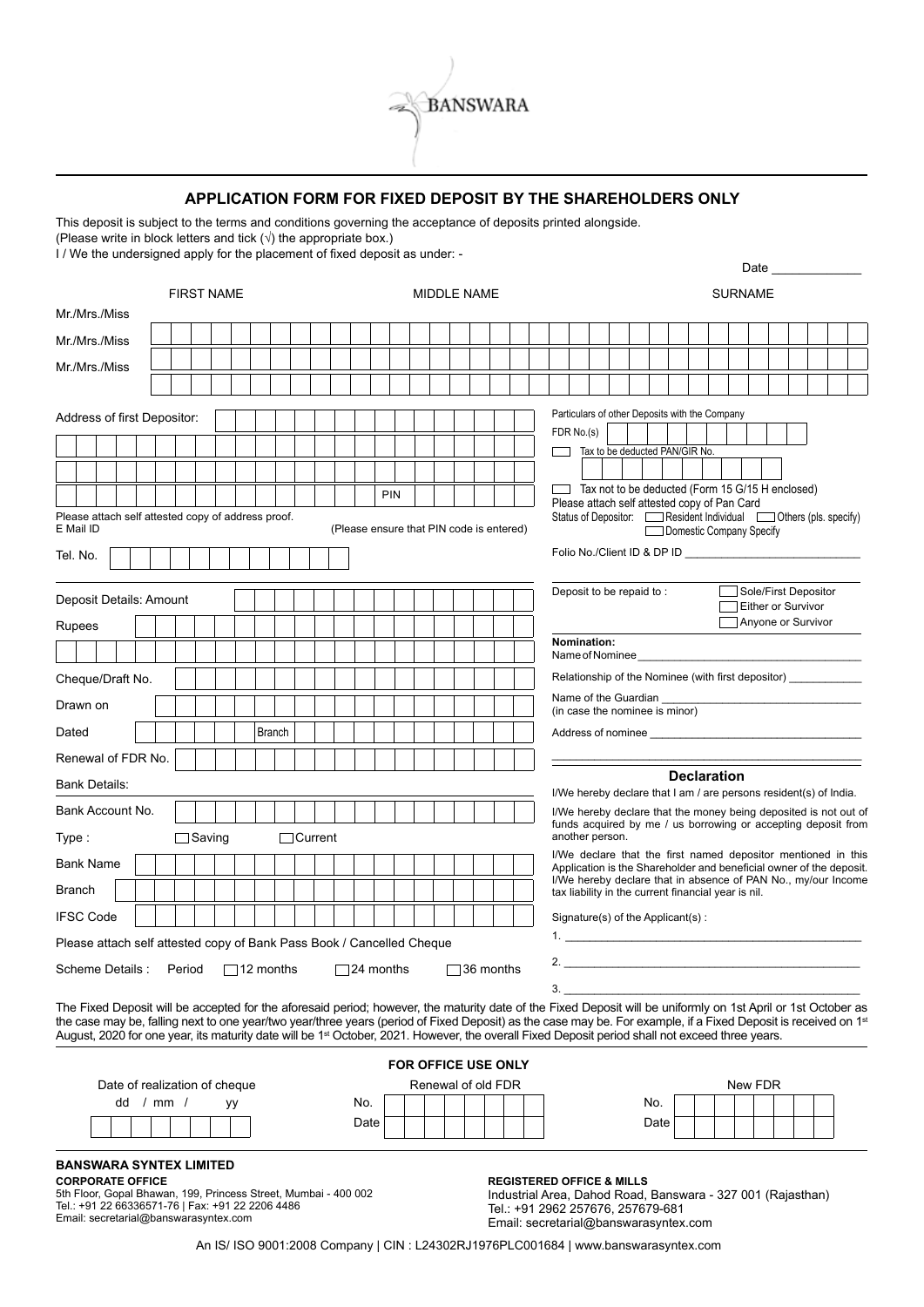BANSWARA

# APPLICATION FORM FOR FIXED DEPOSIT BY THE SHAREHOLDERS ONLY

This deposit is subject to the terms and conditions governing the acceptance of deposits printed alongside.
(Please write in block letters and tick (√) the appropriate box.)
I / We the undersigned apply for the placement of fixed deposit as under: -

Date _____________

| | FIRST NAME | MIDDLE NAME | SURNAME |
|---|---|---|---|
| Mr./Mrs./Miss | | | |
| Mr./Mrs./Miss | | | |
| Mr./Mrs./Miss | | | |

Address of first Depositor:

PIN

Please attach self attested copy of address proof.

E Mail ID (Please ensure that PIN code is entered)

Tel. No.

Particulars of other Deposits with the Company

FDR No.(s)

☐ Tax to be deducted PAN/GIR No.

☐ Tax not to be deducted (Form 15 G/15 H enclosed)

Please attach self attested copy of Pan Card

Status of Depositor: ☐ Resident Individual ☐ Others (pls. specify) ☐ Domestic Company Specify

Folio No./Client ID & DP ID _____________________________

Deposit Details: Amount

Rupees

Cheque/Draft No.

Drawn on

Dated Branch

Renewal of FDR No.

Bank Details:

Bank Account No.

Type : ☐ Saving ☐ Current

Bank Name

Branch

IFSC Code

Please attach self attested copy of Bank Pass Book / Cancelled Cheque

Scheme Details : Period ☐ 12 months ☐ 24 months ☐ 36 months

Deposit to be repaid to : ☐ Sole/First Depositor ☐ Either or Survivor ☐ Anyone or Survivor

**Nomination:**

Name of Nominee _____________________________

Relationship of the Nominee (with first depositor) ____________

Name of the Guardian _____________________________
(in case the nominee is minor)

Address of nominee _____________________________

### Declaration

I/We hereby declare that I am / are persons resident(s) of India.

I/We hereby declare that the money being deposited is not out of funds acquired by me / us borrowing or accepting deposit from another person.

I/We declare that the first named depositor mentioned in this Application is the Shareholder and beneficial owner of the deposit. I/We hereby declare that in absence of PAN No., my/our Income tax liability in the current financial year is nil.

Signature(s) of the Applicant(s) :

1. _____________________________

2. _____________________________

3. _____________________________

The Fixed Deposit will be accepted for the aforesaid period; however, the maturity date of the Fixed Deposit will be uniformly on 1st April or 1st October as the case may be, falling next to one year/two year/three years (period of Fixed Deposit) as the case may be. For example, if a Fixed Deposit is received on 1st August, 2020 for one year, its maturity date will be 1st October, 2021. However, the overall Fixed Deposit period shall not exceed three years.

**FOR OFFICE USE ONLY**

| Date of realization of cheque | Renewal of old FDR | New FDR |
|---|---|---|
| dd / mm / yy | No. | No. |
| | Date | Date |

**BANSWARA SYNTEX LIMITED**

**CORPORATE OFFICE**
5th Floor, Gopal Bhawan, 199, Princess Street, Mumbai - 400 002
Tel.: +91 22 66336571-76 | Fax: +91 22 2206 4486
Email: secretarial@banswarasyntex.com

**REGISTERED OFFICE & MILLS**
Industrial Area, Dahod Road, Banswara - 327 001 (Rajasthan)
Tel.: +91 2962 257676, 257679-681
Email: secretarial@banswarasyntex.com

An IS/ ISO 9001:2008 Company | CIN : L24302RJ1976PLC001684 | www.banswarasyntex.com